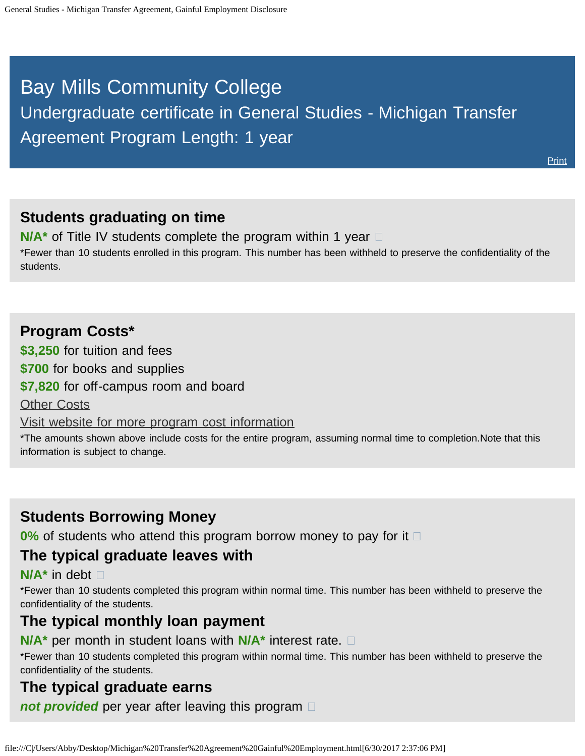# Bay Mills Community College

## Undergraduate certificate in General Studies - Michigan Transfer Agreement Program Length: 1 year

Print

### Students graduating on time

**N/A*** of Title IV students complete the program within 1 year

*Fewer than 10 students enrolled in this program. This number has been withheld to preserve the confidentiality of the students.

### Program Costs*

**$3,250** for tuition and fees

**$700** for books and supplies

**$7,820** for off-campus room and board

Other Costs

Visit website for more program cost information

*The amounts shown above include costs for the entire program, assuming normal time to completion.Note that this information is subject to change.

### Students Borrowing Money

**0%** of students who attend this program borrow money to pay for it

### The typical graduate leaves with

**N/A*** in debt

*Fewer than 10 students completed this program within normal time. This number has been withheld to preserve the confidentiality of the students.

### The typical monthly loan payment

**N/A*** per month in student loans with **N/A*** interest rate.

*Fewer than 10 students completed this program within normal time. This number has been withheld to preserve the confidentiality of the students.

### The typical graduate earns

***not provided*** per year after leaving this program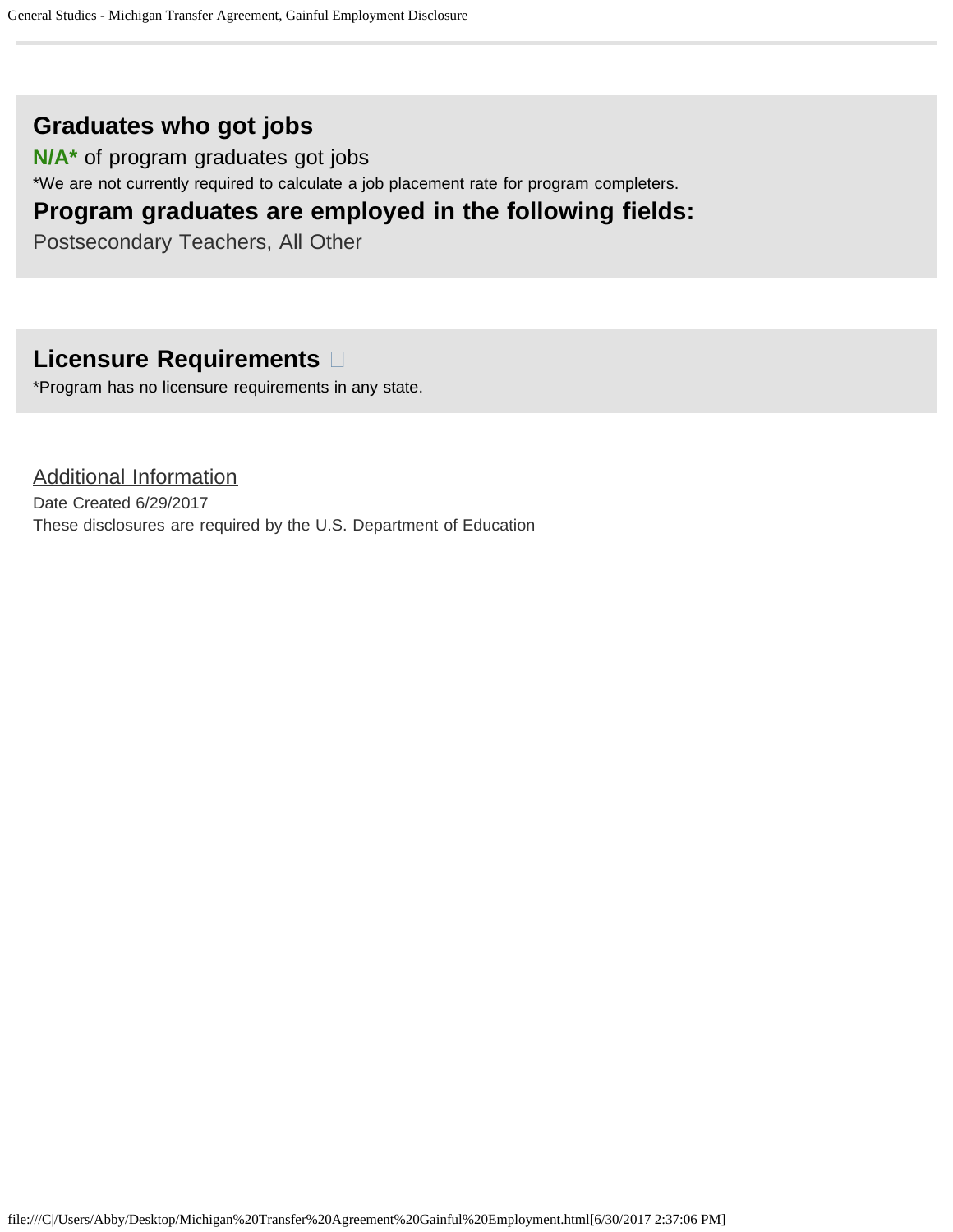## Graduates who got jobs

**N/A*** of program graduates got jobs

*We are not currently required to calculate a job placement rate for program completers.

## Program graduates are employed in the following fields:

Postsecondary Teachers, All Other

## Licensure Requirements

*Program has no licensure requirements in any state.

Additional Information

Date Created 6/29/2017

These disclosures are required by the U.S. Department of Education